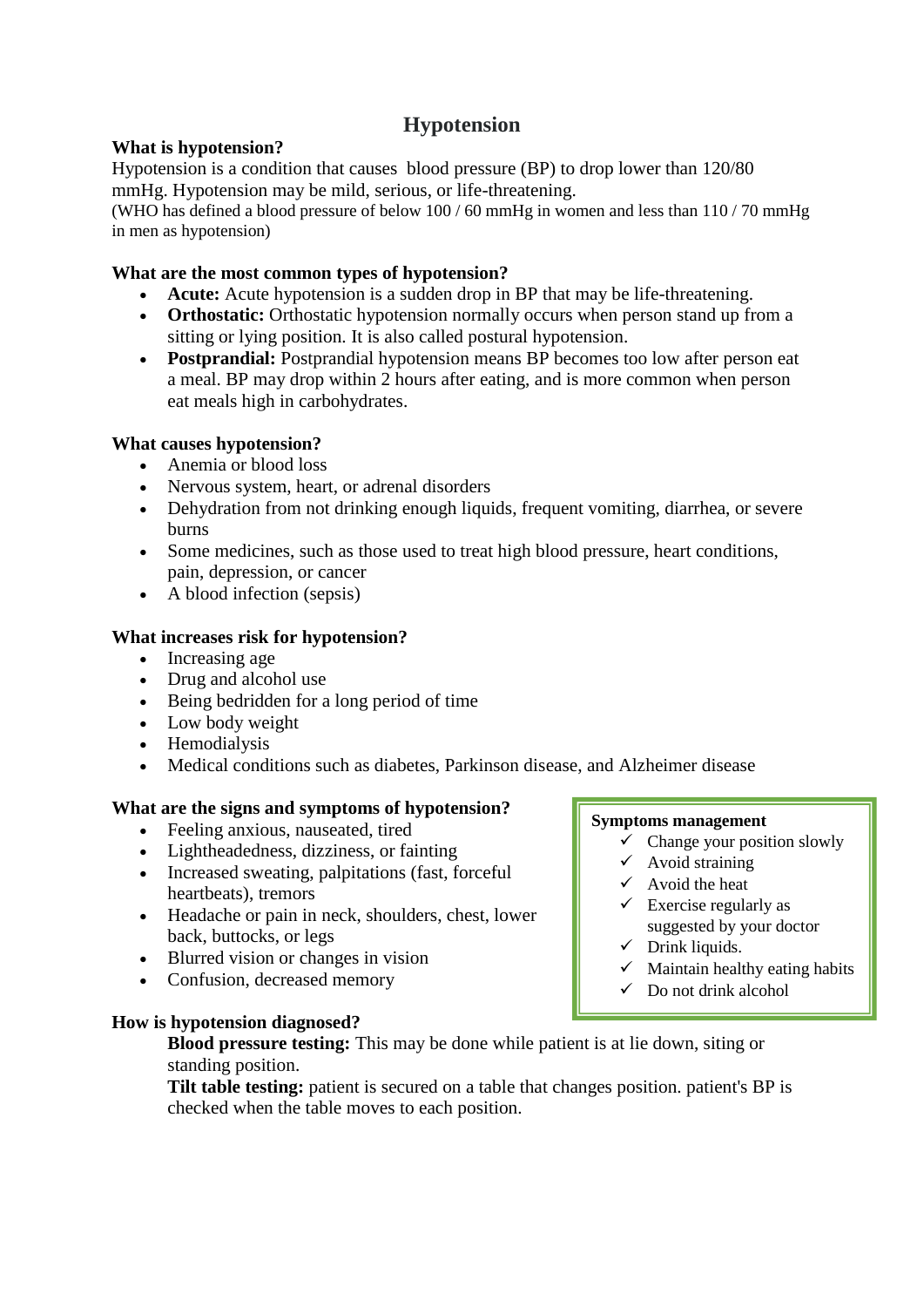# Hypotension

**What is hypotension?**

Hypotension is a condition that causes blood pressure (BP) to drop lower than 120/80 mmHg. Hypotension may be mild, serious, or life-threatening.

(WHO has defined a blood pressure of below 100 / 60 mmHg in women and less than 110 / 70 mmHg in men as hypotension)

**What are the most common types of hypotension?**

- **Acute:** Acute hypotension is a sudden drop in BP that may be life-threatening.
- **Orthostatic:** Orthostatic hypotension normally occurs when person stand up from a sitting or lying position. It is also called postural hypotension.
- **Postprandial:** Postprandial hypotension means BP becomes too low after person eat a meal. BP may drop within 2 hours after eating, and is more common when person eat meals high in carbohydrates.

**What causes hypotension?**

- Anemia or blood loss
- Nervous system, heart, or adrenal disorders
- Dehydration from not drinking enough liquids, frequent vomiting, diarrhea, or severe burns
- Some medicines, such as those used to treat high blood pressure, heart conditions, pain, depression, or cancer
- A blood infection (sepsis)

**What increases risk for hypotension?**

- Increasing age
- Drug and alcohol use
- Being bedridden for a long period of time
- Low body weight
- Hemodialysis
- Medical conditions such as diabetes, Parkinson disease, and Alzheimer disease

**What are the signs and symptoms of hypotension?**

- Feeling anxious, nauseated, tired
- Lightheadedness, dizziness, or fainting
- Increased sweating, palpitations (fast, forceful heartbeats), tremors
- Headache or pain in neck, shoulders, chest, lower back, buttocks, or legs
- Blurred vision or changes in vision
- Confusion, decreased memory

**Symptoms management**

- ✓ Change your position slowly
- ✓ Avoid straining
- ✓ Avoid the heat
- ✓ Exercise regularly as suggested by your doctor
- ✓ Drink liquids.
- ✓ Maintain healthy eating habits
- ✓ Do not drink alcohol

**How is hypotension diagnosed?**

**Blood pressure testing:** This may be done while patient is at lie down, siting or standing position.

**Tilt table testing:** patient is secured on a table that changes position. patient's BP is checked when the table moves to each position.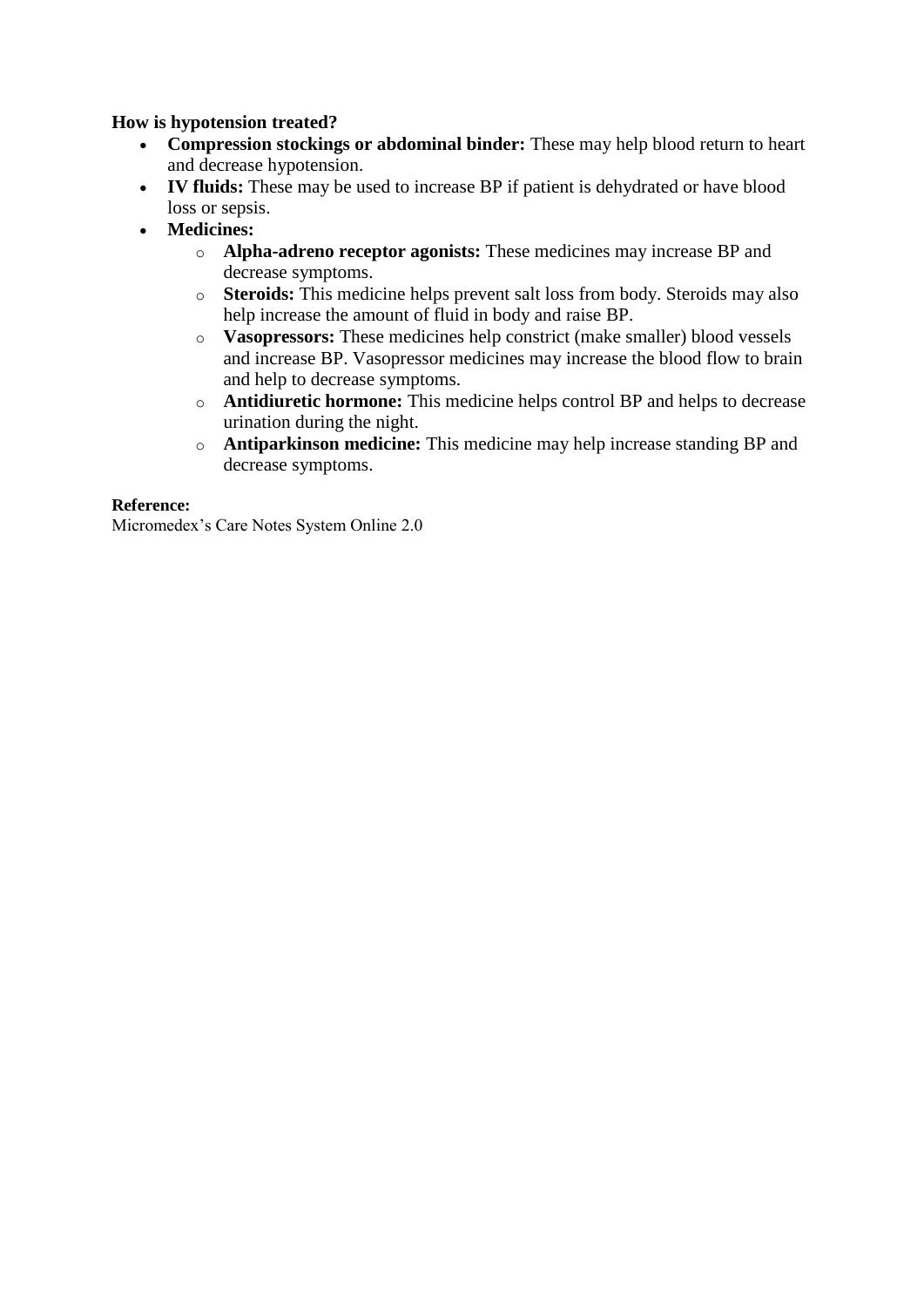**How is hypotension treated?**

- **Compression stockings or abdominal binder:** These may help blood return to heart and decrease hypotension.
- **IV fluids:** These may be used to increase BP if patient is dehydrated or have blood loss or sepsis.
- **Medicines:**
  - **Alpha-adreno receptor agonists:** These medicines may increase BP and decrease symptoms.
  - **Steroids:** This medicine helps prevent salt loss from body. Steroids may also help increase the amount of fluid in body and raise BP.
  - **Vasopressors:** These medicines help constrict (make smaller) blood vessels and increase BP. Vasopressor medicines may increase the blood flow to brain and help to decrease symptoms.
  - **Antidiuretic hormone:** This medicine helps control BP and helps to decrease urination during the night.
  - **Antiparkinson medicine:** This medicine may help increase standing BP and decrease symptoms.

**Reference:**

Micromedex's Care Notes System Online 2.0